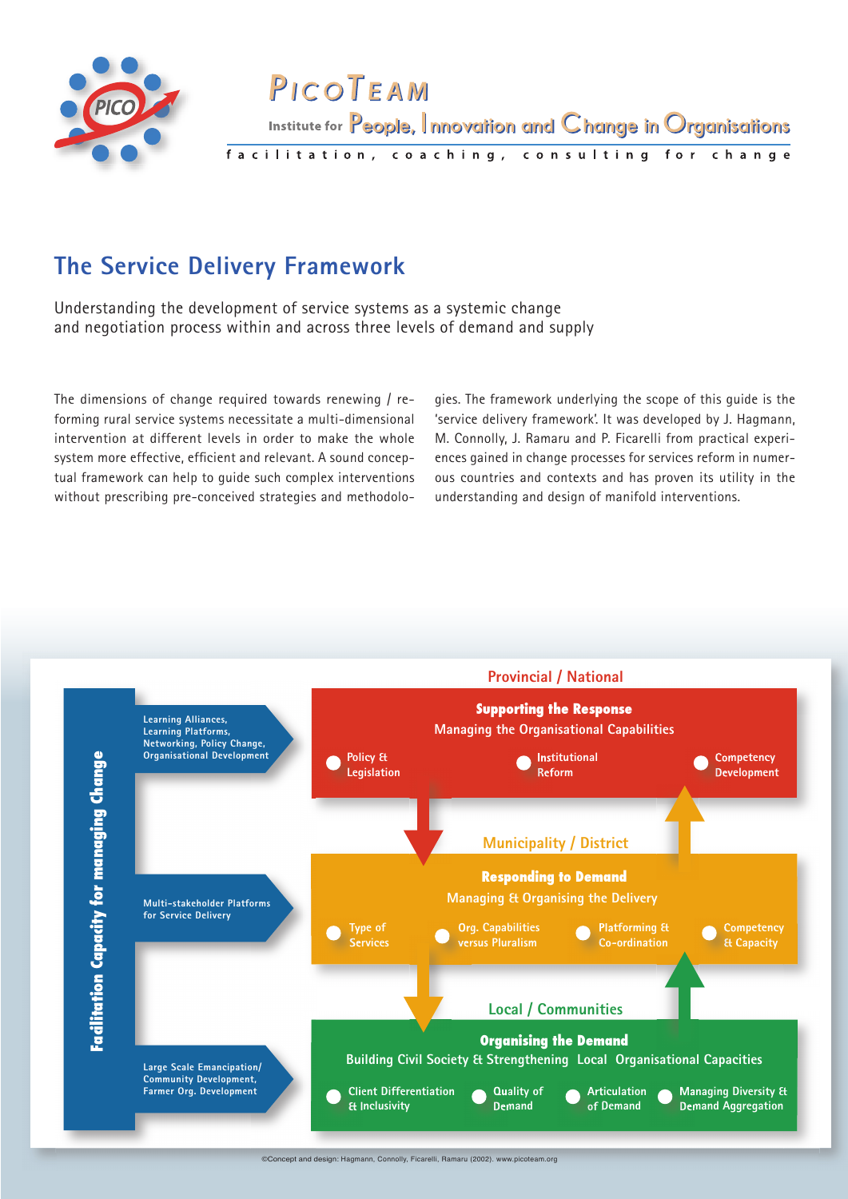PICOTEAM

Institute for People, Innovation and Change in Organisations

facilitation, coaching, consulting for change

# The Service Delivery Framework

Understanding the development of service systems as a systemic change and negotiation process within and across three levels of demand and supply

The dimensions of change required towards renewing / reforming rural service systems necessitate a multi-dimensional intervention at different levels in order to make the whole system more effective, efficient and relevant. A sound conceptual framework can help to guide such complex interventions without prescribing pre-conceived strategies and methodologies. The framework underlying the scope of this guide is the 'service delivery framework'. It was developed by J. Hagmann, M. Connolly, J. Ramaru and P. Ficarelli from practical experiences gained in change processes for services reform in numerous countries and contexts and has proven its utility in the understanding and design of manifold interventions.

Facilitation Capacity for managing Change

Learning Alliances, Learning Platforms, Networking, Policy Change, Organisational Development

Multi-stakeholder Platforms for Service Delivery

Large Scale Emancipation/ Community Development, Farmer Org. Development

Provincial / National

**Supporting the Response**

Managing the Organisational Capabilities

- Policy & Legislation
- Institutional Reform
- Competency Development

Municipality / District

**Responding to Demand**

Managing & Organising the Delivery

- Type of Services
- Org. Capabilities versus Pluralism
- Platforming & Co-ordination
- Competency & Capacity

Local / Communities

**Organising the Demand**

Building Civil Society & Strengthening Local Organisational Capacities

- Client Differentiation & Inclusivity
- Quality of Demand
- Articulation of Demand
- Managing Diversity & Demand Aggregation

©Concept and design: Hagmann, Connolly, Ficarelli, Ramaru (2002). www.picoteam.org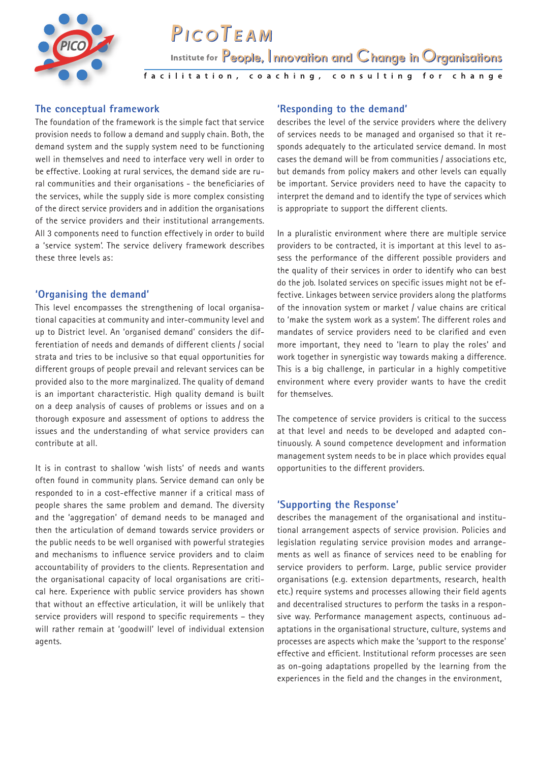## The conceptual framework

The foundation of the framework is the simple fact that service provision needs to follow a demand and supply chain. Both, the demand system and the supply system need to be functioning well in themselves and need to interface very well in order to be effective. Looking at rural services, the demand side are rural communities and their organisations - the beneficiaries of the services, while the supply side is more complex consisting of the direct service providers and in addition the organisations of the service providers and their institutional arrangements. All 3 components need to function effectively in order to build a 'service system'. The service delivery framework describes these three levels as:

## 'Organising the demand'

This level encompasses the strengthening of local organisational capacities at community and inter-community level and up to District level. An 'organised demand' considers the differentiation of needs and demands of different clients / social strata and tries to be inclusive so that equal opportunities for different groups of people prevail and relevant services can be provided also to the more marginalized. The quality of demand is an important characteristic. High quality demand is built on a deep analysis of causes of problems or issues and on a thorough exposure and assessment of options to address the issues and the understanding of what service providers can contribute at all.

It is in contrast to shallow 'wish lists' of needs and wants often found in community plans. Service demand can only be responded to in a cost-effective manner if a critical mass of people shares the same problem and demand. The diversity and the 'aggregation' of demand needs to be managed and then the articulation of demand towards service providers or the public needs to be well organised with powerful strategies and mechanisms to influence service providers and to claim accountability of providers to the clients. Representation and the organisational capacity of local organisations are critical here. Experience with public service providers has shown that without an effective articulation, it will be unlikely that service providers will respond to specific requirements – they will rather remain at 'goodwill' level of individual extension agents.

## 'Responding to the demand'

describes the level of the service providers where the delivery of services needs to be managed and organised so that it responds adequately to the articulated service demand. In most cases the demand will be from communities / associations etc, but demands from policy makers and other levels can equally be important. Service providers need to have the capacity to interpret the demand and to identify the type of services which is appropriate to support the different clients.

In a pluralistic environment where there are multiple service providers to be contracted, it is important at this level to assess the performance of the different possible providers and the quality of their services in order to identify who can best do the job. Isolated services on specific issues might not be effective. Linkages between service providers along the platforms of the innovation system or market / value chains are critical to 'make the system work as a system'. The different roles and mandates of service providers need to be clarified and even more important, they need to 'learn to play the roles' and work together in synergistic way towards making a difference. This is a big challenge, in particular in a highly competitive environment where every provider wants to have the credit for themselves.

The competence of service providers is critical to the success at that level and needs to be developed and adapted continuously. A sound competence development and information management system needs to be in place which provides equal opportunities to the different providers.

## 'Supporting the Response'

describes the management of the organisational and institutional arrangement aspects of service provision. Policies and legislation regulating service provision modes and arrangements as well as finance of services need to be enabling for service providers to perform. Large, public service provider organisations (e.g. extension departments, research, health etc.) require systems and processes allowing their field agents and decentralised structures to perform the tasks in a responsive way. Performance management aspects, continuous adaptations in the organisational structure, culture, systems and processes are aspects which make the 'support to the response' effective and efficient. Institutional reform processes are seen as on-going adaptations propelled by the learning from the experiences in the field and the changes in the environment,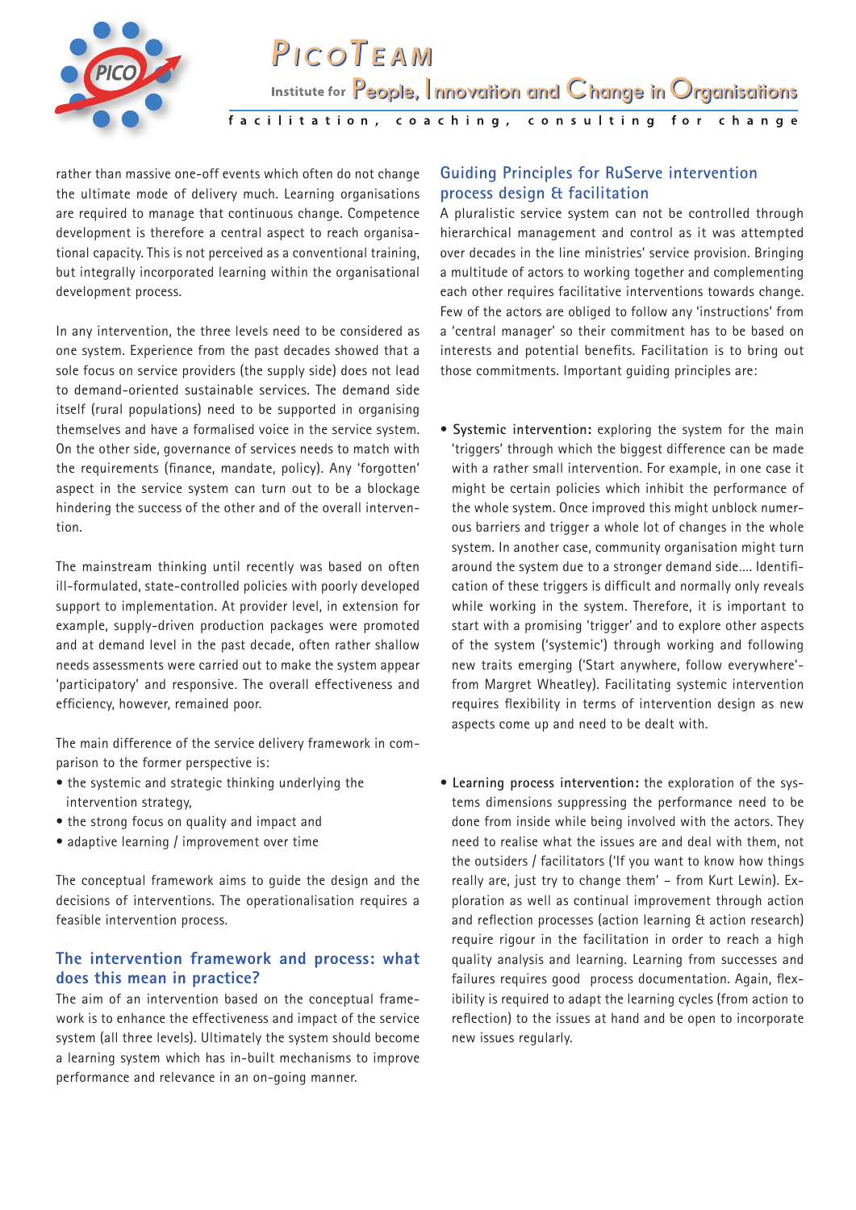rather than massive one-off events which often do not change the ultimate mode of delivery much. Learning organisations are required to manage that continuous change. Competence development is therefore a central aspect to reach organisational capacity. This is not perceived as a conventional training, but integrally incorporated learning within the organisational development process.

In any intervention, the three levels need to be considered as one system. Experience from the past decades showed that a sole focus on service providers (the supply side) does not lead to demand-oriented sustainable services. The demand side itself (rural populations) need to be supported in organising themselves and have a formalised voice in the service system. On the other side, governance of services needs to match with the requirements (finance, mandate, policy). Any 'forgotten' aspect in the service system can turn out to be a blockage hindering the success of the other and of the overall intervention.

The mainstream thinking until recently was based on often ill-formulated, state-controlled policies with poorly developed support to implementation. At provider level, in extension for example, supply-driven production packages were promoted and at demand level in the past decade, often rather shallow needs assessments were carried out to make the system appear 'participatory' and responsive. The overall effectiveness and efficiency, however, remained poor.

The main difference of the service delivery framework in comparison to the former perspective is:

- the systemic and strategic thinking underlying the intervention strategy,
- the strong focus on quality and impact and
- adaptive learning / improvement over time

The conceptual framework aims to guide the design and the decisions of interventions. The operationalisation requires a feasible intervention process.

## The intervention framework and process: what does this mean in practice?

The aim of an intervention based on the conceptual framework is to enhance the effectiveness and impact of the service system (all three levels). Ultimately the system should become a learning system which has in-built mechanisms to improve performance and relevance in an on-going manner.

## Guiding Principles for RuServe intervention process design & facilitation

A pluralistic service system can not be controlled through hierarchical management and control as it was attempted over decades in the line ministries' service provision. Bringing a multitude of actors to working together and complementing each other requires facilitative interventions towards change. Few of the actors are obliged to follow any 'instructions' from a 'central manager' so their commitment has to be based on interests and potential benefits. Facilitation is to bring out those commitments. Important guiding principles are:

- **Systemic intervention:** exploring the system for the main 'triggers' through which the biggest difference can be made with a rather small intervention. For example, in one case it might be certain policies which inhibit the performance of the whole system. Once improved this might unblock numerous barriers and trigger a whole lot of changes in the whole system. In another case, community organisation might turn around the system due to a stronger demand side.... Identification of these triggers is difficult and normally only reveals while working in the system. Therefore, it is important to start with a promising 'trigger' and to explore other aspects of the system ('systemic') through working and following new traits emerging ('Start anywhere, follow everywhere'- from Margret Wheatley). Facilitating systemic intervention requires flexibility in terms of intervention design as new aspects come up and need to be dealt with.

- **Learning process intervention:** the exploration of the systems dimensions suppressing the performance need to be done from inside while being involved with the actors. They need to realise what the issues are and deal with them, not the outsiders / facilitators ('If you want to know how things really are, just try to change them' – from Kurt Lewin). Exploration as well as continual improvement through action and reflection processes (action learning & action research) require rigour in the facilitation in order to reach a high quality analysis and learning. Learning from successes and failures requires good process documentation. Again, flexibility is required to adapt the learning cycles (from action to reflection) to the issues at hand and be open to incorporate new issues regularly.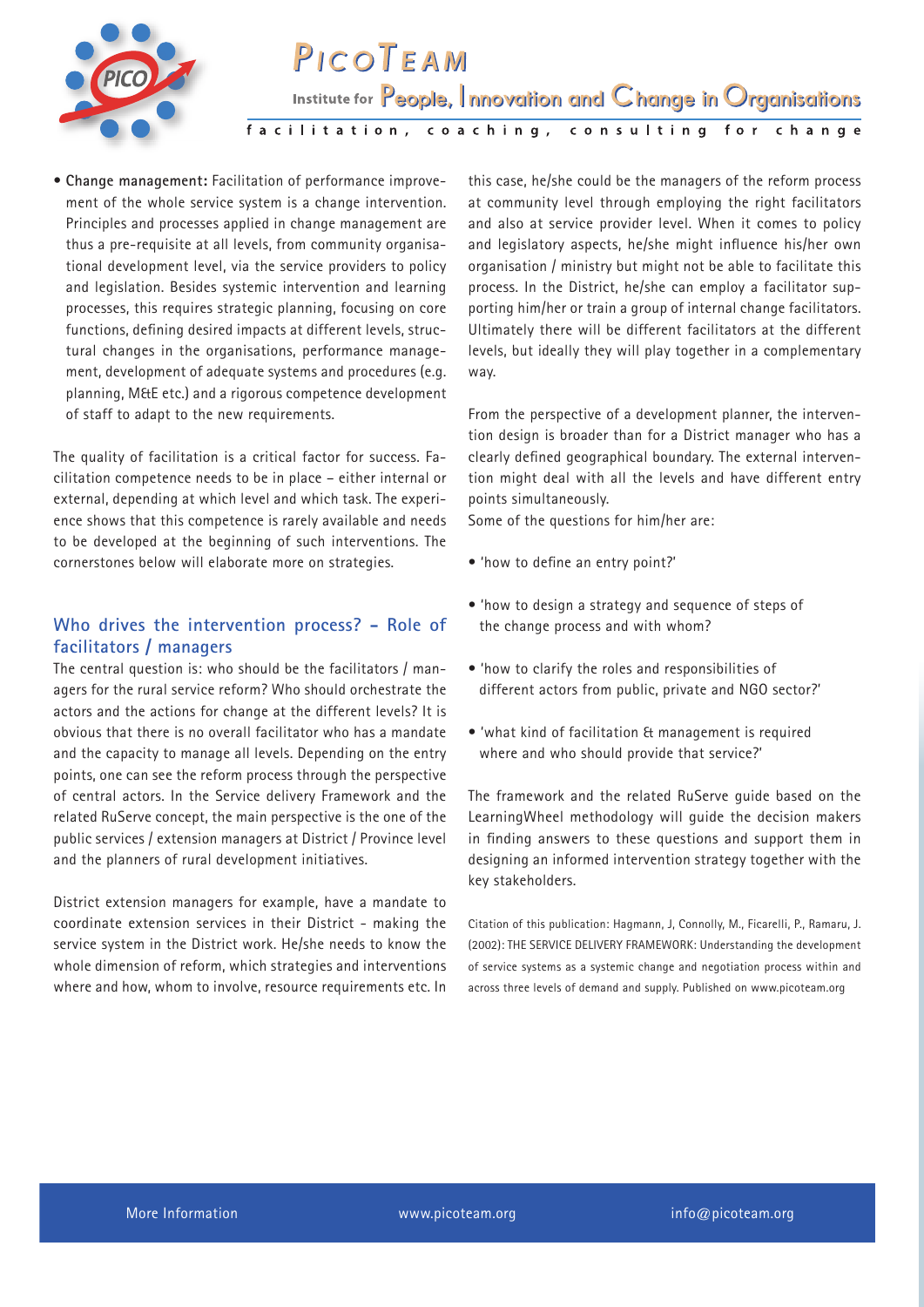- **Change management:** Facilitation of performance improvement of the whole service system is a change intervention. Principles and processes applied in change management are thus a pre-requisite at all levels, from community organisational development level, via the service providers to policy and legislation. Besides systemic intervention and learning processes, this requires strategic planning, focusing on core functions, defining desired impacts at different levels, structural changes in the organisations, performance management, development of adequate systems and procedures (e.g. planning, M&E etc.) and a rigorous competence development of staff to adapt to the new requirements.

The quality of facilitation is a critical factor for success. Facilitation competence needs to be in place – either internal or external, depending at which level and which task. The experience shows that this competence is rarely available and needs to be developed at the beginning of such interventions. The cornerstones below will elaborate more on strategies.

## Who drives the intervention process? – Role of facilitators / managers

The central question is: who should be the facilitators / managers for the rural service reform? Who should orchestrate the actors and the actions for change at the different levels? It is obvious that there is no overall facilitator who has a mandate and the capacity to manage all levels. Depending on the entry points, one can see the reform process through the perspective of central actors. In the Service delivery Framework and the related RuServe concept, the main perspective is the one of the public services / extension managers at District / Province level and the planners of rural development initiatives.

District extension managers for example, have a mandate to coordinate extension services in their District - making the service system in the District work. He/she needs to know the whole dimension of reform, which strategies and interventions where and how, whom to involve, resource requirements etc. In this case, he/she could be the managers of the reform process at community level through employing the right facilitators and also at service provider level. When it comes to policy and legislatory aspects, he/she might influence his/her own organisation / ministry but might not be able to facilitate this process. In the District, he/she can employ a facilitator supporting him/her or train a group of internal change facilitators. Ultimately there will be different facilitators at the different levels, but ideally they will play together in a complementary way.

From the perspective of a development planner, the intervention design is broader than for a District manager who has a clearly defined geographical boundary. The external intervention might deal with all the levels and have different entry points simultaneously.

Some of the questions for him/her are:

- 'how to define an entry point?'
- 'how to design a strategy and sequence of steps of the change process and with whom?
- 'how to clarify the roles and responsibilities of different actors from public, private and NGO sector?'
- 'what kind of facilitation & management is required where and who should provide that service?'

The framework and the related RuServe guide based on the LearningWheel methodology will guide the decision makers in finding answers to these questions and support them in designing an informed intervention strategy together with the key stakeholders.

Citation of this publication: Hagmann, J, Connolly, M., Ficarelli, P., Ramaru, J. (2002): THE SERVICE DELIVERY FRAMEWORK: Understanding the development of service systems as a systemic change and negotiation process within and across three levels of demand and supply. Published on www.picoteam.org